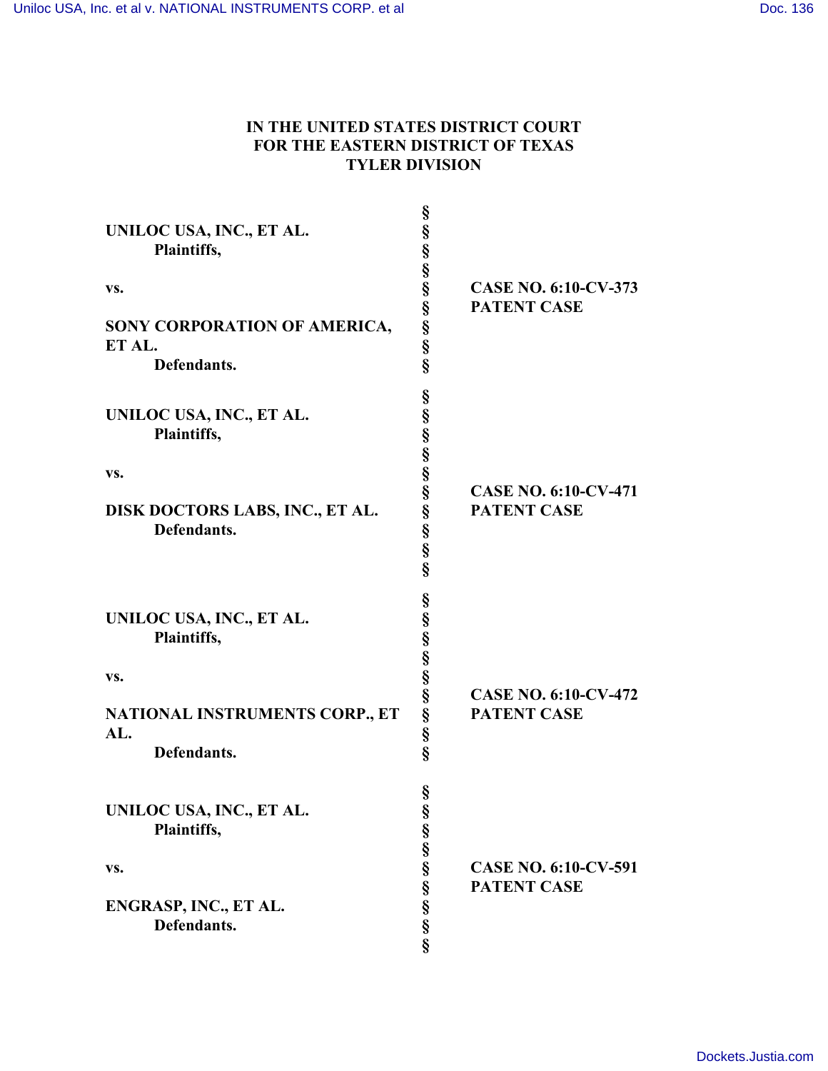# IN THE UNITED STATES DISTRICT COURT FOR THE EASTERN DISTRICT OF TEXAS TYLER DIVISION

| | | |
|---|---|---|
| **UNILOC USA, INC., ET AL.**<br>**Plaintiffs,**<br><br>**vs.**<br><br>**SONY CORPORATION OF AMERICA, ET AL.**<br>**Defendants.** | § | **CASE NO. 6:10-CV-373**<br>**PATENT CASE** |
| **UNILOC USA, INC., ET AL.**<br>**Plaintiffs,**<br><br>**vs.**<br><br>**DISK DOCTORS LABS, INC., ET AL.**<br>**Defendants.** | § | **CASE NO. 6:10-CV-471**<br>**PATENT CASE** |
| **UNILOC USA, INC., ET AL.**<br>**Plaintiffs,**<br><br>**vs.**<br><br>**NATIONAL INSTRUMENTS CORP., ET AL.**<br>**Defendants.** | § | **CASE NO. 6:10-CV-472**<br>**PATENT CASE** |
| **UNILOC USA, INC., ET AL.**<br>**Plaintiffs,**<br><br>**vs.**<br><br>**ENGRASP, INC., ET AL.**<br>**Defendants.** | § | **CASE NO. 6:10-CV-591**<br>**PATENT CASE** |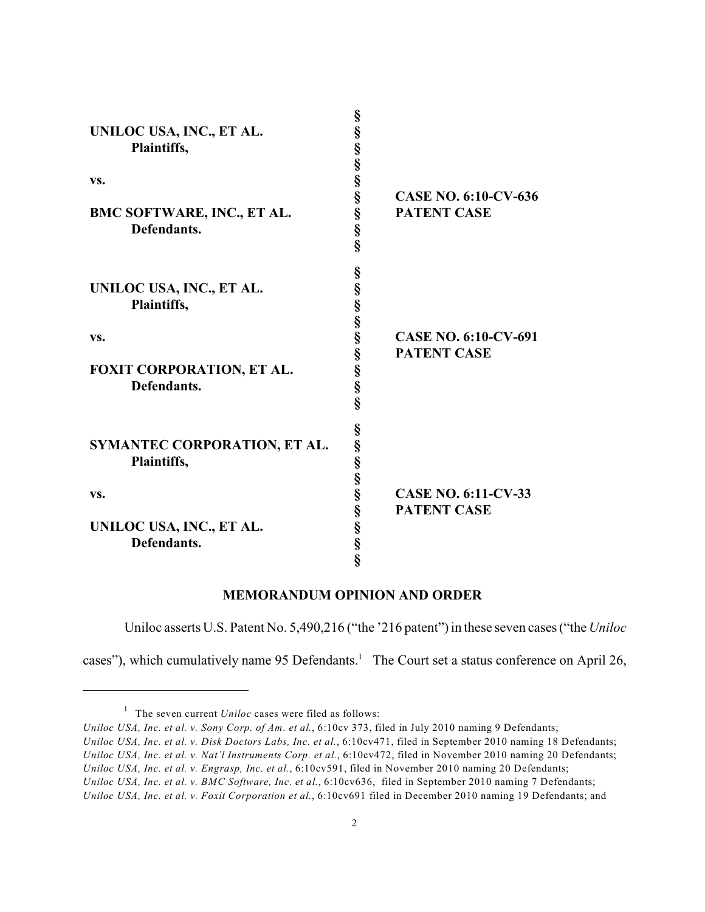| | | |
|---|---|---|
| **UNILOC USA, INC., ET AL.**<br>**Plaintiffs,**<br><br>**vs.**<br><br>**BMC SOFTWARE, INC., ET AL.**<br>**Defendants.** | §<br>§<br>§<br>§<br>§<br>§<br>§<br>§<br>§ | **CASE NO. 6:10-CV-636**<br>**PATENT CASE** |
| **UNILOC USA, INC., ET AL.**<br>**Plaintiffs,**<br><br>**vs.**<br><br>**FOXIT CORPORATION, ET AL.**<br>**Defendants.** | §<br>§<br>§<br>§<br>§<br>§<br>§<br>§<br>§ | **CASE NO. 6:10-CV-691**<br>**PATENT CASE** |
| **SYMANTEC CORPORATION, ET AL.**<br>**Plaintiffs,**<br><br>**vs.**<br><br>**UNILOC USA, INC., ET AL.**<br>**Defendants.** | §<br>§<br>§<br>§<br>§<br>§<br>§<br>§<br>§ | **CASE NO. 6:11-CV-33**<br>**PATENT CASE** |

## MEMORANDUM OPINION AND ORDER

Uniloc asserts U.S. Patent No. 5,490,216 ("the '216 patent") in these seven cases ("the *Uniloc* cases"), which cumulatively name 95 Defendants.[1] The Court set a status conference on April 26,

---

[1] The seven current *Uniloc* cases were filed as follows:
*Uniloc USA, Inc. et al. v. Sony Corp. of Am. et al.*, 6:10cv 373, filed in July 2010 naming 9 Defendants;
*Uniloc USA, Inc. et al. v. Disk Doctors Labs, Inc. et al.*, 6:10cv471, filed in September 2010 naming 18 Defendants;
*Uniloc USA, Inc. et al. v. Nat'l Instruments Corp. et al.*, 6:10cv472, filed in November 2010 naming 20 Defendants;
*Uniloc USA, Inc. et al. v. Engrasp, Inc. et al.*, 6:10cv591, filed in November 2010 naming 20 Defendants;
*Uniloc USA, Inc. et al. v. BMC Software, Inc. et al.*, 6:10cv636, filed in September 2010 naming 7 Defendants;
*Uniloc USA, Inc. et al. v. Foxit Corporation et al.*, 6:10cv691 filed in December 2010 naming 19 Defendants; and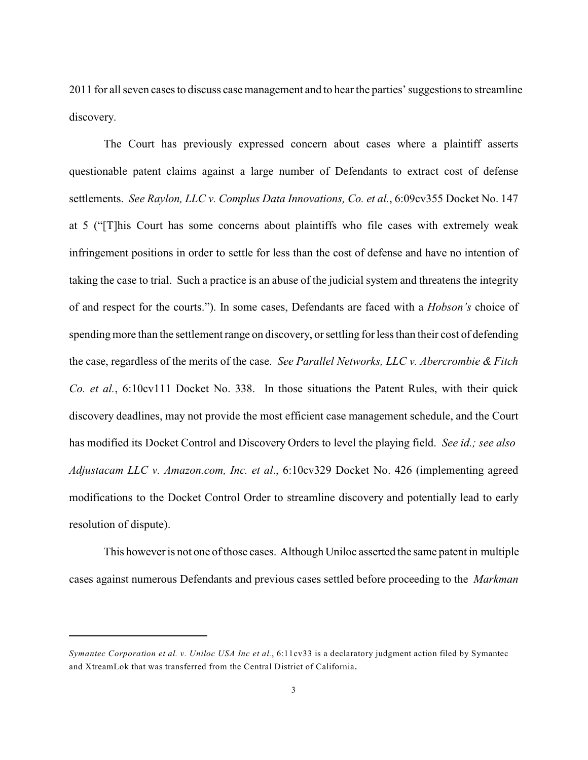2011 for all seven cases to discuss case management and to hear the parties' suggestions to streamline discovery.

The Court has previously expressed concern about cases where a plaintiff asserts questionable patent claims against a large number of Defendants to extract cost of defense settlements. *See Raylon, LLC v. Complus Data Innovations, Co. et al.*, 6:09cv355 Docket No. 147 at 5 ("[T]his Court has some concerns about plaintiffs who file cases with extremely weak infringement positions in order to settle for less than the cost of defense and have no intention of taking the case to trial. Such a practice is an abuse of the judicial system and threatens the integrity of and respect for the courts."). In some cases, Defendants are faced with a *Hobson's* choice of spending more than the settlement range on discovery, or settling for less than their cost of defending the case, regardless of the merits of the case. *See Parallel Networks, LLC v. Abercrombie & Fitch Co. et al.*, 6:10cv111 Docket No. 338. In those situations the Patent Rules, with their quick discovery deadlines, may not provide the most efficient case management schedule, and the Court has modified its Docket Control and Discovery Orders to level the playing field. *See id.; see also Adjustacam LLC v. Amazon.com, Inc. et al*., 6:10cv329 Docket No. 426 (implementing agreed modifications to the Docket Control Order to streamline discovery and potentially lead to early resolution of dispute).

This however is not one of those cases. Although Uniloc asserted the same patent in multiple cases against numerous Defendants and previous cases settled before proceeding to the *Markman*

---

*Symantec Corporation et al. v. Uniloc USA Inc et al.*, 6:11cv33 is a declaratory judgment action filed by Symantec and XtreamLok that was transferred from the Central District of California.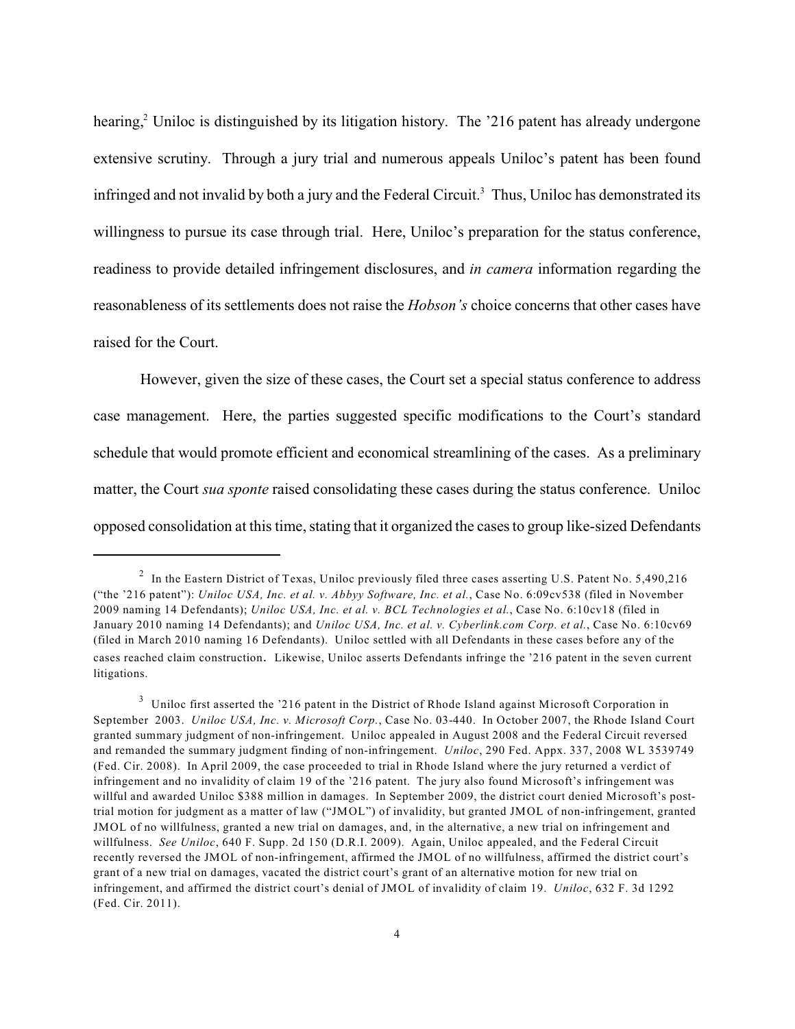hearing,[2] Uniloc is distinguished by its litigation history. The '216 patent has already undergone extensive scrutiny. Through a jury trial and numerous appeals Uniloc's patent has been found infringed and not invalid by both a jury and the Federal Circuit.[3] Thus, Uniloc has demonstrated its willingness to pursue its case through trial. Here, Uniloc's preparation for the status conference, readiness to provide detailed infringement disclosures, and *in camera* information regarding the reasonableness of its settlements does not raise the *Hobson's* choice concerns that other cases have raised for the Court.

However, given the size of these cases, the Court set a special status conference to address case management. Here, the parties suggested specific modifications to the Court's standard schedule that would promote efficient and economical streamlining of the cases. As a preliminary matter, the Court *sua sponte* raised consolidating these cases during the status conference. Uniloc opposed consolidation at this time, stating that it organized the cases to group like-sized Defendants

---

[2] In the Eastern District of Texas, Uniloc previously filed three cases asserting U.S. Patent No. 5,490,216 ("the '216 patent"): *Uniloc USA, Inc. et al. v. Abbyy Software, Inc. et al.*, Case No. 6:09cv538 (filed in November 2009 naming 14 Defendants); *Uniloc USA, Inc. et al. v. BCL Technologies et al.*, Case No. 6:10cv18 (filed in January 2010 naming 14 Defendants); and *Uniloc USA, Inc. et al. v. Cyberlink.com Corp. et al.*, Case No. 6:10cv69 (filed in March 2010 naming 16 Defendants). Uniloc settled with all Defendants in these cases before any of the cases reached claim construction. Likewise, Uniloc asserts Defendants infringe the '216 patent in the seven current litigations.

[3] Uniloc first asserted the '216 patent in the District of Rhode Island against Microsoft Corporation in September 2003. *Uniloc USA, Inc. v. Microsoft Corp.*, Case No. 03-440. In October 2007, the Rhode Island Court granted summary judgment of non-infringement. Uniloc appealed in August 2008 and the Federal Circuit reversed and remanded the summary judgment finding of non-infringement. *Uniloc*, 290 Fed. Appx. 337, 2008 WL 3539749 (Fed. Cir. 2008). In April 2009, the case proceeded to trial in Rhode Island where the jury returned a verdict of infringement and no invalidity of claim 19 of the '216 patent. The jury also found Microsoft's infringement was willful and awarded Uniloc $388 million in damages. In September 2009, the district court denied Microsoft's post-trial motion for judgment as a matter of law ("JMOL") of invalidity, but granted JMOL of non-infringement, granted JMOL of no willfulness, granted a new trial on damages, and, in the alternative, a new trial on infringement and willfulness. *See Uniloc*, 640 F. Supp. 2d 150 (D.R.I. 2009). Again, Uniloc appealed, and the Federal Circuit recently reversed the JMOL of non-infringement, affirmed the JMOL of no willfulness, affirmed the district court's grant of a new trial on damages, vacated the district court's grant of an alternative motion for new trial on infringement, and affirmed the district court's denial of JMOL of invalidity of claim 19. *Uniloc*, 632 F. 3d 1292 (Fed. Cir. 2011).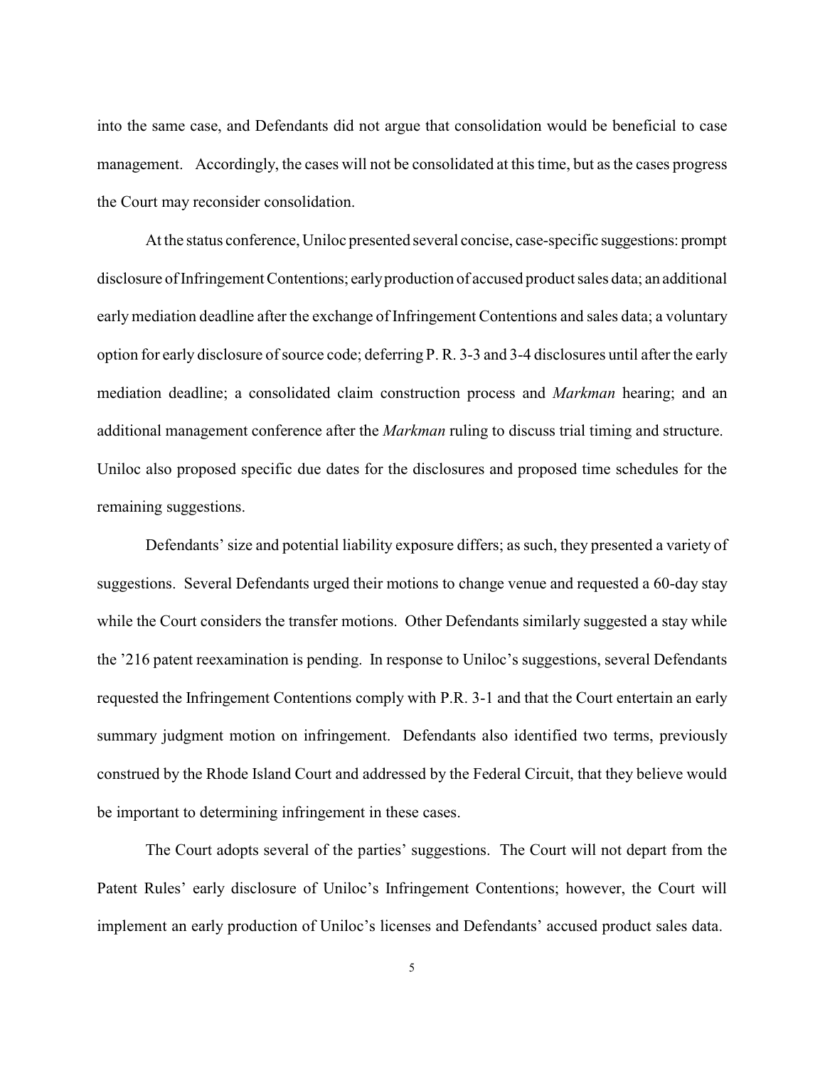into the same case, and Defendants did not argue that consolidation would be beneficial to case management. Accordingly, the cases will not be consolidated at this time, but as the cases progress the Court may reconsider consolidation.

At the status conference, Uniloc presented several concise, case-specific suggestions: prompt disclosure of Infringement Contentions; early production of accused product sales data; an additional early mediation deadline after the exchange of Infringement Contentions and sales data; a voluntary option for early disclosure of source code; deferring P. R. 3-3 and 3-4 disclosures until after the early mediation deadline; a consolidated claim construction process and *Markman* hearing; and an additional management conference after the *Markman* ruling to discuss trial timing and structure. Uniloc also proposed specific due dates for the disclosures and proposed time schedules for the remaining suggestions.

Defendants' size and potential liability exposure differs; as such, they presented a variety of suggestions. Several Defendants urged their motions to change venue and requested a 60-day stay while the Court considers the transfer motions. Other Defendants similarly suggested a stay while the '216 patent reexamination is pending. In response to Uniloc's suggestions, several Defendants requested the Infringement Contentions comply with P.R. 3-1 and that the Court entertain an early summary judgment motion on infringement. Defendants also identified two terms, previously construed by the Rhode Island Court and addressed by the Federal Circuit, that they believe would be important to determining infringement in these cases.

The Court adopts several of the parties' suggestions. The Court will not depart from the Patent Rules' early disclosure of Uniloc's Infringement Contentions; however, the Court will implement an early production of Uniloc's licenses and Defendants' accused product sales data.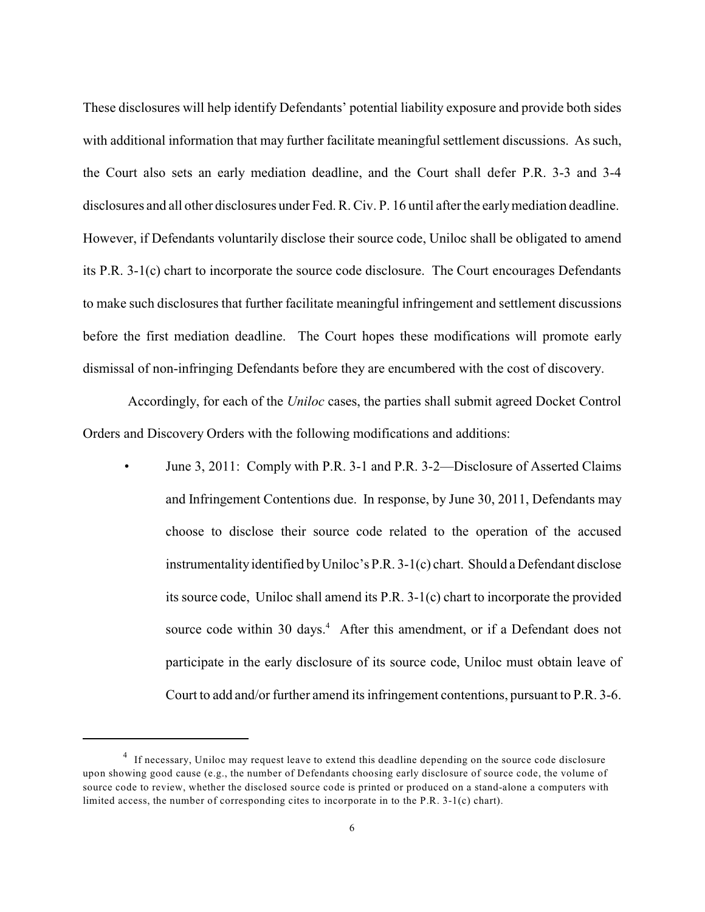These disclosures will help identify Defendants' potential liability exposure and provide both sides with additional information that may further facilitate meaningful settlement discussions. As such, the Court also sets an early mediation deadline, and the Court shall defer P.R. 3-3 and 3-4 disclosures and all other disclosures under Fed. R. Civ. P. 16 until after the early mediation deadline. However, if Defendants voluntarily disclose their source code, Uniloc shall be obligated to amend its P.R. 3-1(c) chart to incorporate the source code disclosure. The Court encourages Defendants to make such disclosures that further facilitate meaningful infringement and settlement discussions before the first mediation deadline. The Court hopes these modifications will promote early dismissal of non-infringing Defendants before they are encumbered with the cost of discovery.

Accordingly, for each of the *Uniloc* cases, the parties shall submit agreed Docket Control Orders and Discovery Orders with the following modifications and additions:

- June 3, 2011: Comply with P.R. 3-1 and P.R. 3-2—Disclosure of Asserted Claims and Infringement Contentions due. In response, by June 30, 2011, Defendants may choose to disclose their source code related to the operation of the accused instrumentality identified by Uniloc's P.R. 3-1(c) chart. Should a Defendant disclose its source code, Uniloc shall amend its P.R. 3-1(c) chart to incorporate the provided source code within 30 days.[4] After this amendment, or if a Defendant does not participate in the early disclosure of its source code, Uniloc must obtain leave of Court to add and/or further amend its infringement contentions, pursuant to P.R. 3-6.

---

[4] If necessary, Uniloc may request leave to extend this deadline depending on the source code disclosure upon showing good cause (e.g., the number of Defendants choosing early disclosure of source code, the volume of source code to review, whether the disclosed source code is printed or produced on a stand-alone a computers with limited access, the number of corresponding cites to incorporate in to the P.R. 3-1(c) chart).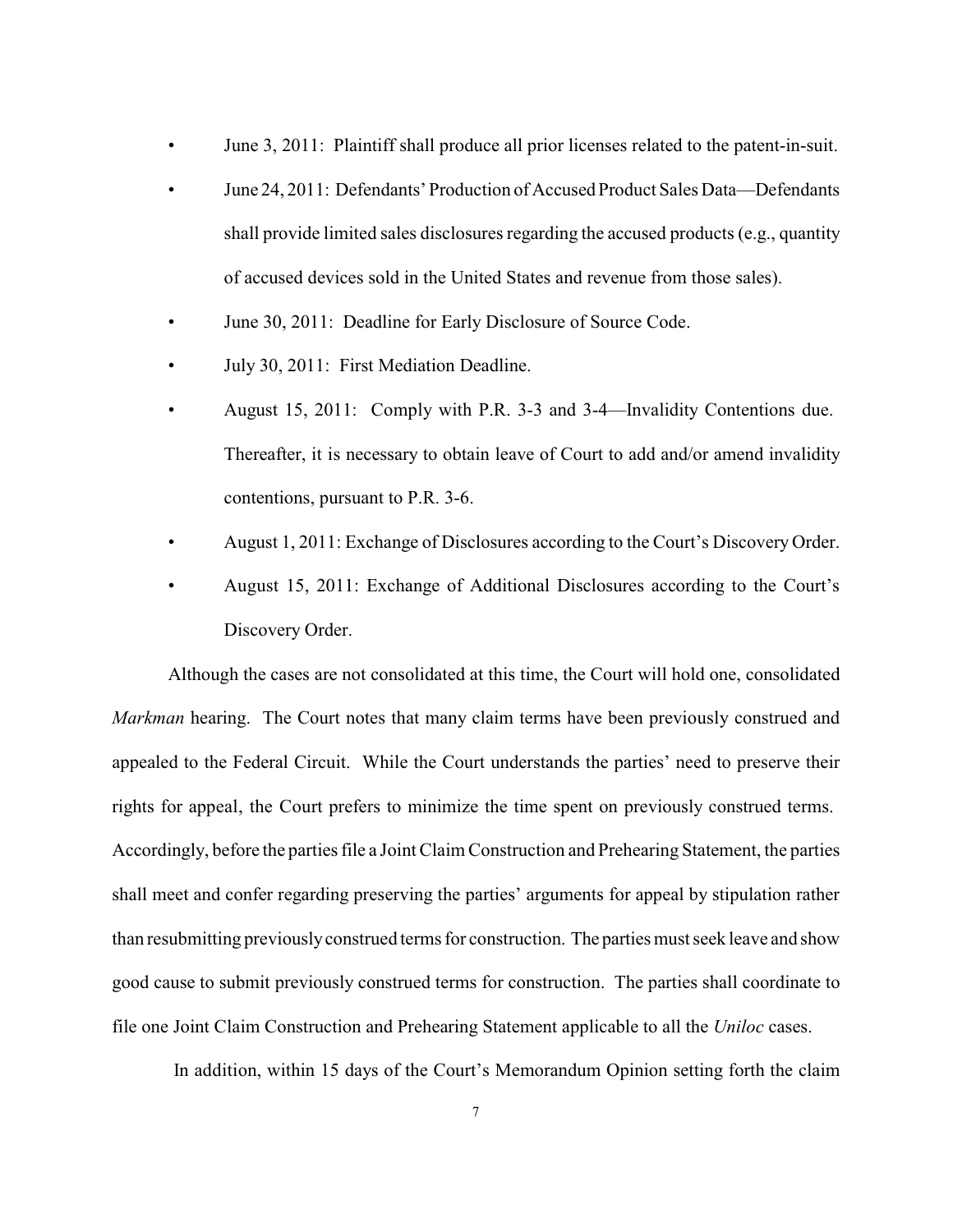- June 3, 2011: Plaintiff shall produce all prior licenses related to the patent-in-suit.
- June 24, 2011: Defendants' Production of Accused Product Sales Data—Defendants shall provide limited sales disclosures regarding the accused products (e.g., quantity of accused devices sold in the United States and revenue from those sales).
- June 30, 2011: Deadline for Early Disclosure of Source Code.
- July 30, 2011: First Mediation Deadline.
- August 15, 2011: Comply with P.R. 3-3 and 3-4—Invalidity Contentions due. Thereafter, it is necessary to obtain leave of Court to add and/or amend invalidity contentions, pursuant to P.R. 3-6.
- August 1, 2011: Exchange of Disclosures according to the Court's Discovery Order.
- August 15, 2011: Exchange of Additional Disclosures according to the Court's Discovery Order.

Although the cases are not consolidated at this time, the Court will hold one, consolidated *Markman* hearing. The Court notes that many claim terms have been previously construed and appealed to the Federal Circuit. While the Court understands the parties' need to preserve their rights for appeal, the Court prefers to minimize the time spent on previously construed terms. Accordingly, before the parties file a Joint Claim Construction and Prehearing Statement, the parties shall meet and confer regarding preserving the parties' arguments for appeal by stipulation rather than resubmitting previously construed terms for construction. The parties must seek leave and show good cause to submit previously construed terms for construction. The parties shall coordinate to file one Joint Claim Construction and Prehearing Statement applicable to all the *Uniloc* cases.

In addition, within 15 days of the Court's Memorandum Opinion setting forth the claim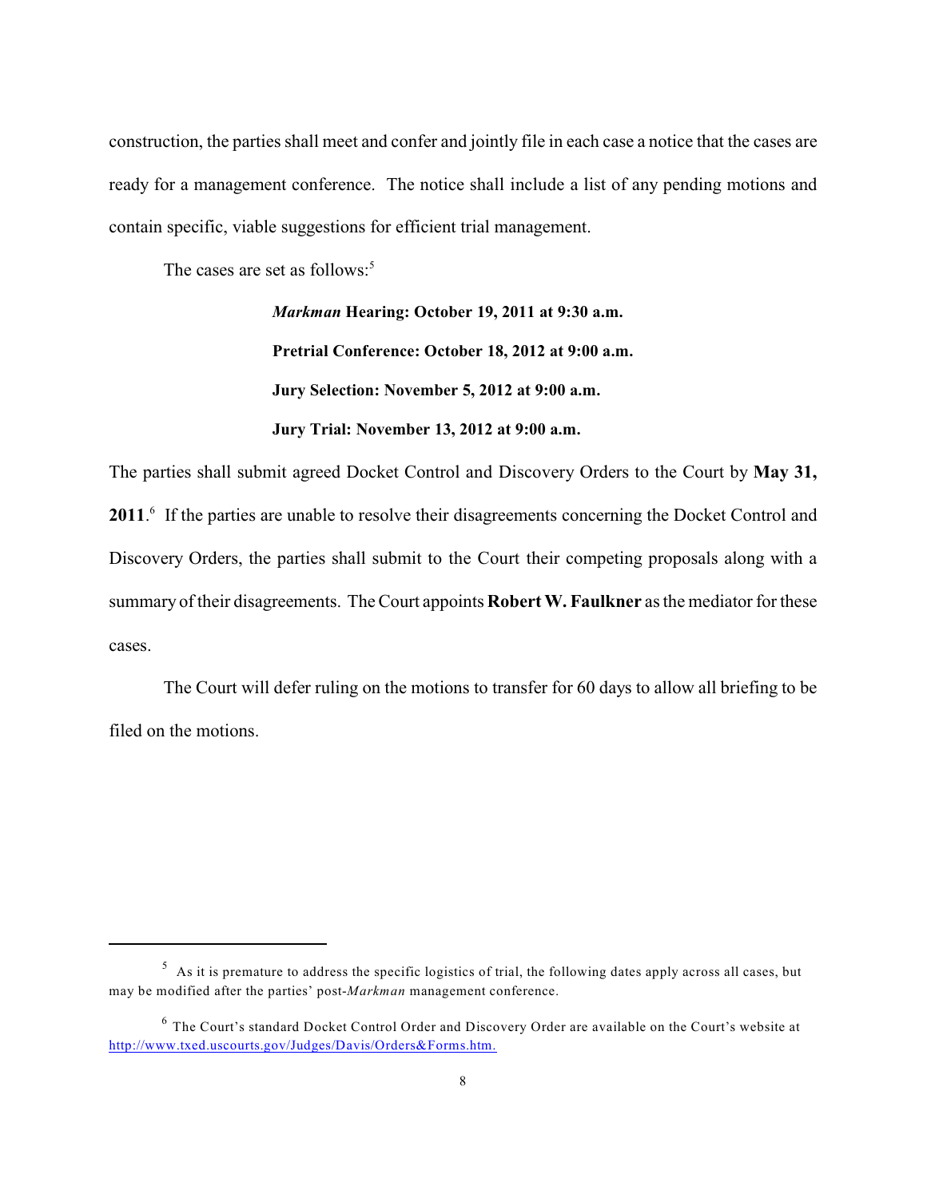construction, the parties shall meet and confer and jointly file in each case a notice that the cases are ready for a management conference. The notice shall include a list of any pending motions and contain specific, viable suggestions for efficient trial management.

The cases are set as follows:[5]

> ***Markman* Hearing: October 19, 2011 at 9:30 a.m.**
>
> **Pretrial Conference: October 18, 2012 at 9:00 a.m.**
>
> **Jury Selection: November 5, 2012 at 9:00 a.m.**
>
> **Jury Trial: November 13, 2012 at 9:00 a.m.**

The parties shall submit agreed Docket Control and Discovery Orders to the Court by **May 31, 2011**.[6] If the parties are unable to resolve their disagreements concerning the Docket Control and Discovery Orders, the parties shall submit to the Court their competing proposals along with a summary of their disagreements. The Court appoints **Robert W. Faulkner** as the mediator for these cases.

The Court will defer ruling on the motions to transfer for 60 days to allow all briefing to be filed on the motions.

---

[5] As it is premature to address the specific logistics of trial, the following dates apply across all cases, but may be modified after the parties' post-*Markman* management conference.

[6] The Court's standard Docket Control Order and Discovery Order are available on the Court's website at http://www.txed.uscourts.gov/Judges/Davis/Orders&Forms.htm.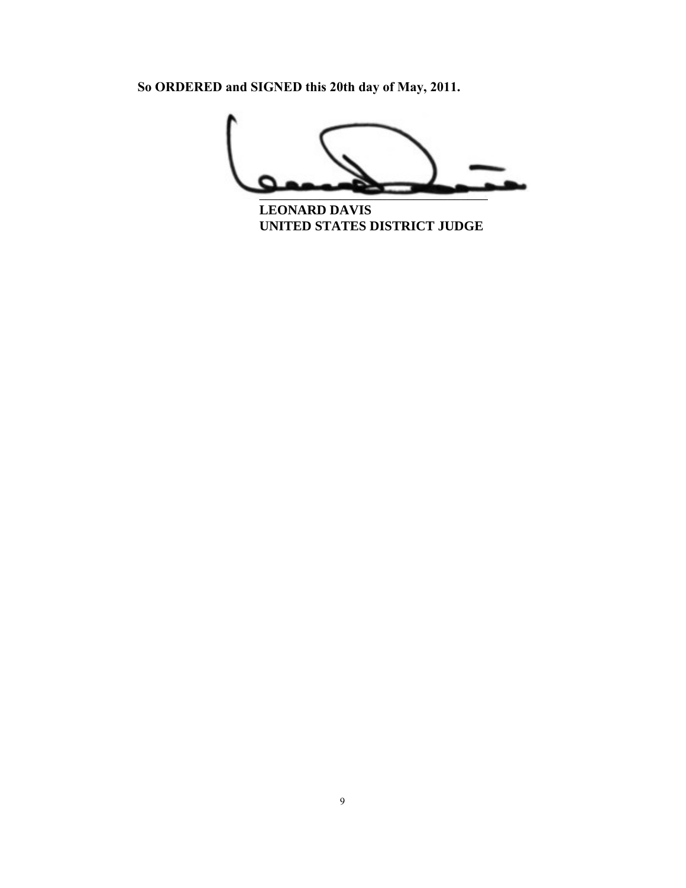**So ORDERED and SIGNED this 20th day of May, 2011.**

**LEONARD DAVIS**
**UNITED STATES DISTRICT JUDGE**